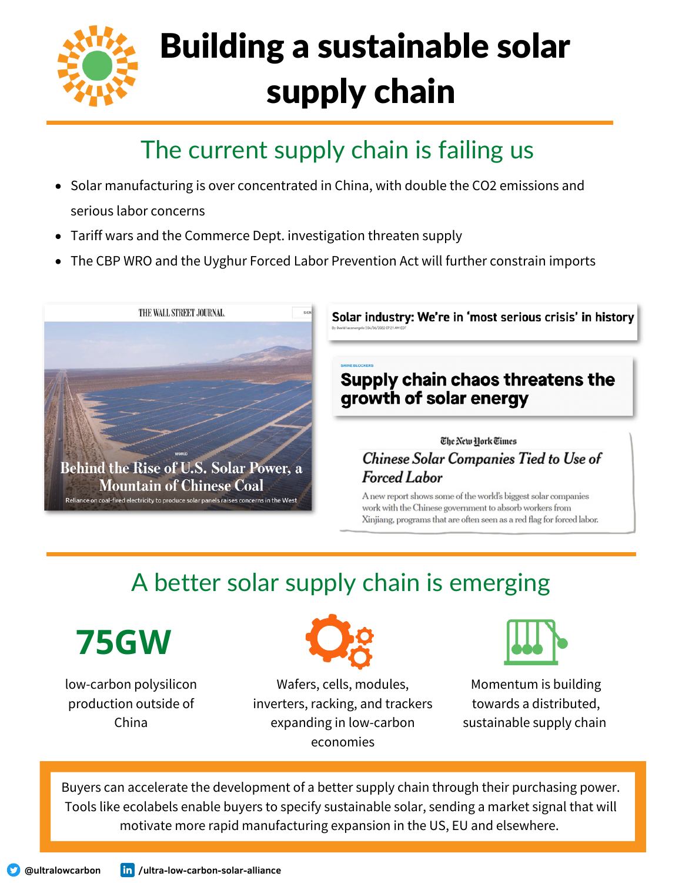# Building a sustainable solar supply chain

## The current supply chain is failing us

- Solar manufacturing is over concentrated in China, with double the $CO_2$ emissions and serious labor concerns
- Tariff wars and the Commerce Dept. investigation threaten supply
- The CBP WRO and the Uyghur Forced Labor Prevention Act will further constrain imports

THE WALL STREET JOURNAL.

WORLD

**Behind the Rise of U.S. Solar Power, a Mountain of Chinese Coal**

Reliance on coal-fired electricity to produce solar panels raises concerns in the West

**Solar industry: We're in 'most serious crisis' in history**

**Supply chain chaos threatens the growth of solar energy**

The New York Times

*Chinese Solar Companies Tied to Use of Forced Labor*

A new report shows some of the world's biggest solar companies work with the Chinese government to absorb workers from Xinjiang, programs that are often seen as a red flag for forced labor.

## A better solar supply chain is emerging

**75GW**

low-carbon polysilicon production outside of China

Wafers, cells, modules, inverters, racking, and trackers expanding in low-carbon economies

Momentum is building towards a distributed, sustainable supply chain

Buyers can accelerate the development of a better supply chain through their purchasing power. Tools like ecolabels enable buyers to specify sustainable solar, sending a market signal that will motivate more rapid manufacturing expansion in the US, EU and elsewhere.

@ultralowcarbon  /ultra-low-carbon-solar-alliance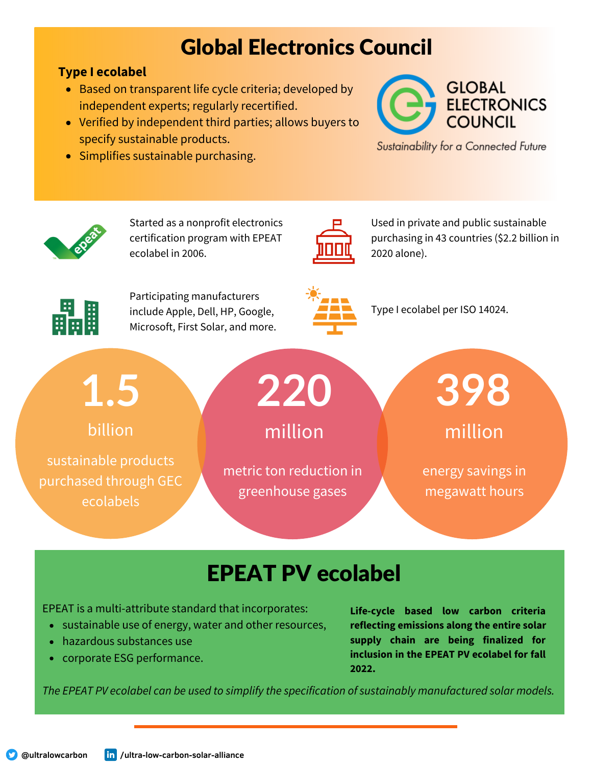# Global Electronics Council

**Type I ecolabel**

- Based on transparent life cycle criteria; developed by independent experts; regularly recertified.
- Verified by independent third parties; allows buyers to specify sustainable products.
- Simplifies sustainable purchasing.

GLOBAL ELECTRONICS COUNCIL

*Sustainability for a Connected Future*

Started as a nonprofit electronics certification program with EPEAT ecolabel in 2006.

Used in private and public sustainable purchasing in 43 countries ($2.2 billion in 2020 alone).

Participating manufacturers include Apple, Dell, HP, Google, Microsoft, First Solar, and more.

Type I ecolabel per ISO 14024.

**1.5** billion sustainable products purchased through GEC ecolabels

**220** million metric ton reduction in greenhouse gases

**398** million energy savings in megawatt hours

## EPEAT PV ecolabel

EPEAT is a multi-attribute standard that incorporates:

- sustainable use of energy, water and other resources,
- hazardous substances use
- corporate ESG performance.

**Life-cycle based low carbon criteria reflecting emissions along the entire solar supply chain are being finalized for inclusion in the EPEAT PV ecolabel for fall 2022.**

*The EPEAT PV ecolabel can be used to simplify the specification of sustainably manufactured solar models.*

@ultralowcarbon /ultra-low-carbon-solar-alliance